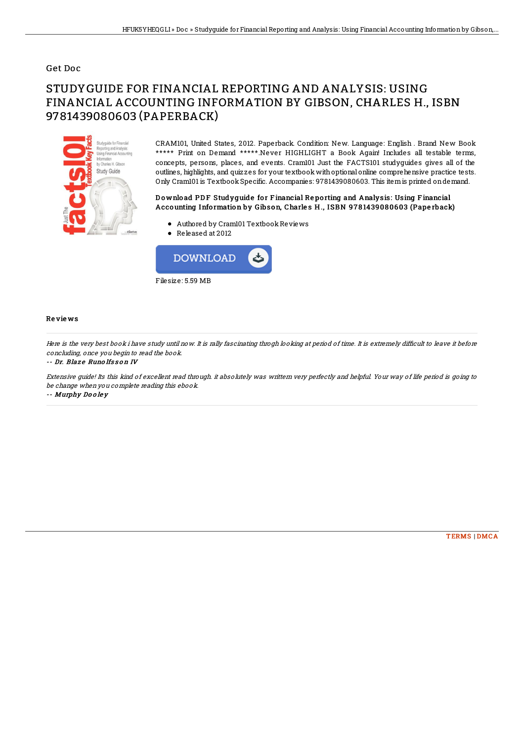Get Doc

# STUDYGUIDE FOR FINANCIAL REPORTING AND ANALYSIS: USING FINANCIAL ACCOUNTING INFORMATION BY GIBSON, CHARLES H., ISBN 9781439080603 (PAPERBACK)

CRAM101, United States, 2012. Paperback. Condition: New. Language: English . Brand New Book ***** Print on Demand *****.Never HIGHLIGHT a Book Again! Includes all testable terms, concepts, persons, places, and events. Cram101 Just the FACTS101 studyguides gives all of the outlines, highlights, and quizzes for your textbook with optional online comprehensive practice tests. Only Cram101 is Textbook Specific. Accompanies: 9781439080603. This item is printed on demand.

### Download PDF Studyguide for Financial Reporting and Analysis: Using Financial Accounting Information by Gibson, Charles H., ISBN 9781439080603 (Paperback)

- Authored by Cram101 Textbook Reviews
- Released at 2012

DOWNLOAD

Filesize: 5.59 MB

## Reviews

*Here is the very best book i have study until now. It is rally fascinating throgh looking at period of time. It is extremely difficult to leave it before concluding, once you begin to read the book.*

-- **Dr. Blaze Runolfsson IV**

*Extensive guide! Its this kind of excellent read through. it absolutely was writtern very perfectly and helpful. Your way of life period is going to be change when you complete reading this ebook.*

-- **Murphy Dooley**

TERMS | DMCA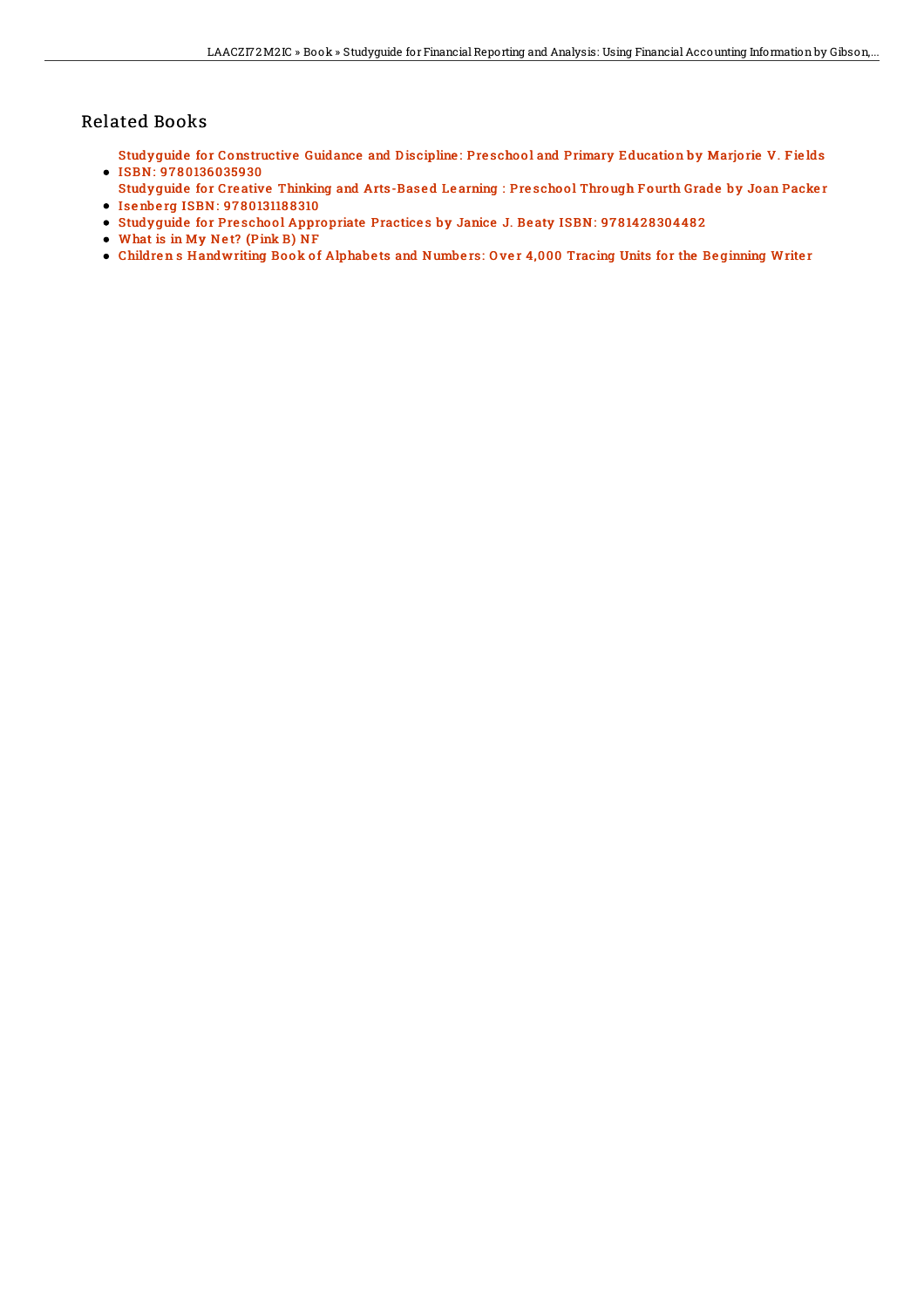## Related Books

- Studyguide for Constructive Guidance and Discipline: Preschool and Primary Education by Marjorie V. Fields ISBN: 9780136035930
- Studyguide for Creative Thinking and Arts-Based Learning : Preschool Through Fourth Grade by Joan Packer Isenberg ISBN: 9780131188310
- Studyguide for Preschool Appropriate Practices by Janice J. Beaty ISBN: 9781428304482
- What is in My Net? (Pink B) NF
- Children s Handwriting Book of Alphabets and Numbers: Over 4,000 Tracing Units for the Beginning Writer